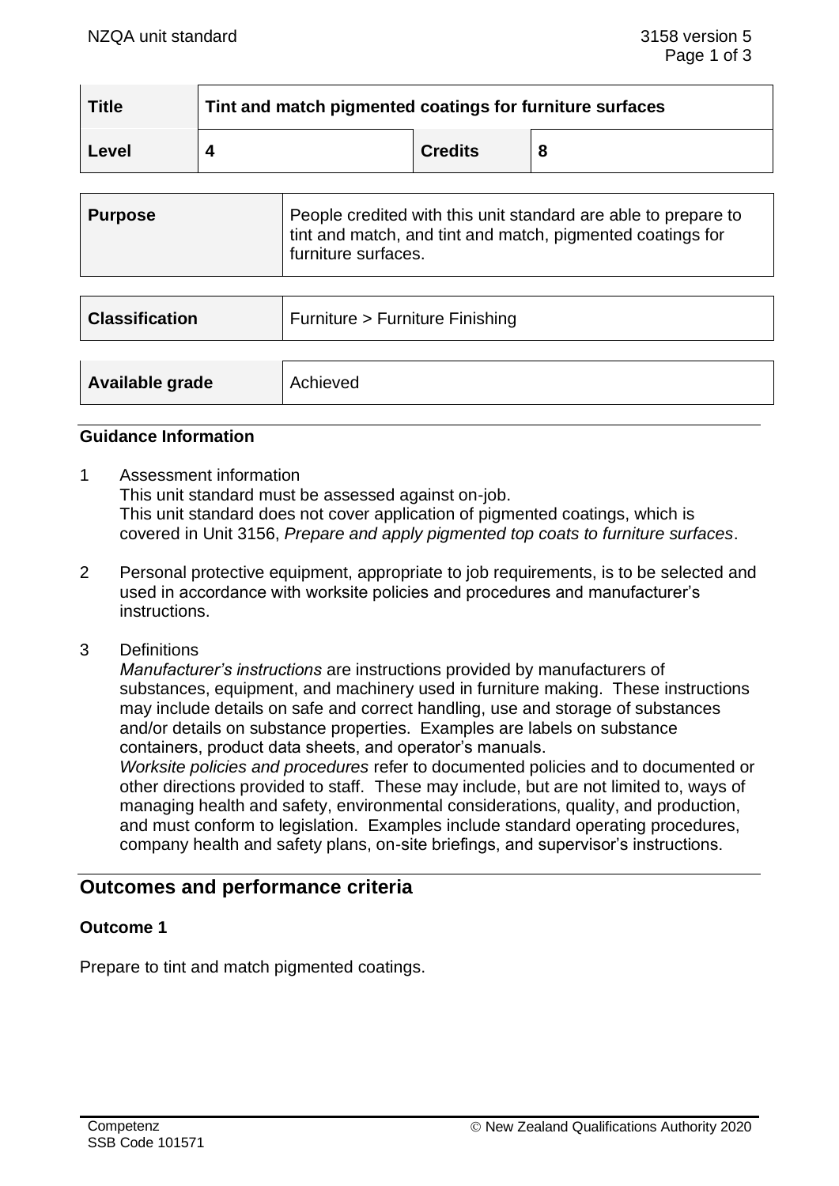| Title | Tint and match pigmented coatings for furniture surfaces | | |
|---|---|---|---|
| Level | 4 | Credits | 8 |

| Purpose | People credited with this unit standard are able to prepare to tint and match, and tint and match, pigmented coatings for furniture surfaces. |
|---|---|

| Classification | Furniture > Furniture Finishing |
|---|---|

| Available grade | Achieved |
|---|---|

**Guidance Information**

1 Assessment information
This unit standard must be assessed against on-job.
This unit standard does not cover application of pigmented coatings, which is covered in Unit 3156, *Prepare and apply pigmented top coats to furniture surfaces*.

2 Personal protective equipment, appropriate to job requirements, is to be selected and used in accordance with worksite policies and procedures and manufacturer's instructions.

3 Definitions
*Manufacturer's instructions* are instructions provided by manufacturers of substances, equipment, and machinery used in furniture making. These instructions may include details on safe and correct handling, use and storage of substances and/or details on substance properties. Examples are labels on substance containers, product data sheets, and operator's manuals.
*Worksite policies and procedures* refer to documented policies and to documented or other directions provided to staff. These may include, but are not limited to, ways of managing health and safety, environmental considerations, quality, and production, and must conform to legislation. Examples include standard operating procedures, company health and safety plans, on-site briefings, and supervisor's instructions.

## Outcomes and performance criteria

### Outcome 1

Prepare to tint and match pigmented coatings.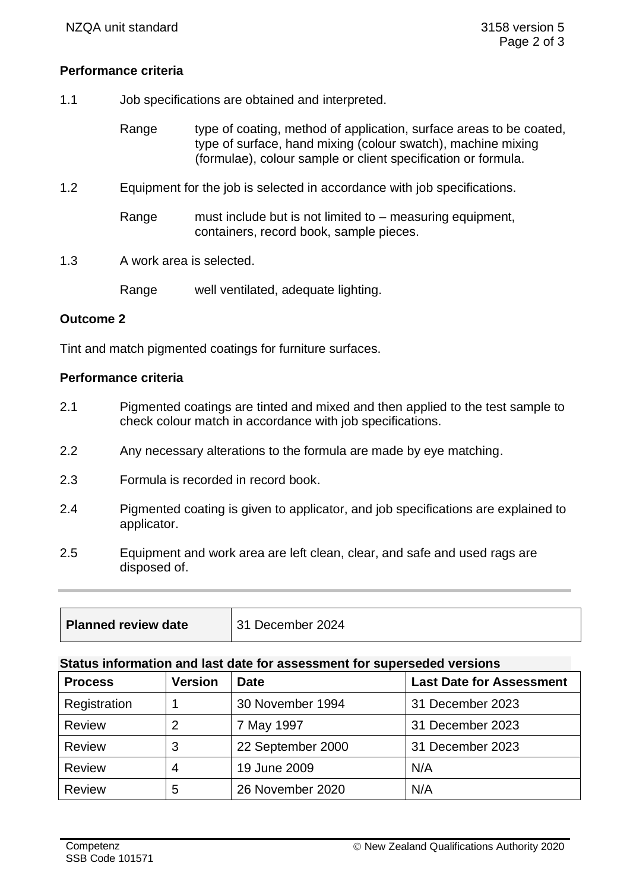**Performance criteria**

1.1 Job specifications are obtained and interpreted.

Range type of coating, method of application, surface areas to be coated, type of surface, hand mixing (colour swatch), machine mixing (formulae), colour sample or client specification or formula.

1.2 Equipment for the job is selected in accordance with job specifications.

Range must include but is not limited to – measuring equipment, containers, record book, sample pieces.

1.3 A work area is selected.

Range well ventilated, adequate lighting.

**Outcome 2**

Tint and match pigmented coatings for furniture surfaces.

**Performance criteria**

2.1 Pigmented coatings are tinted and mixed and then applied to the test sample to check colour match in accordance with job specifications.

2.2 Any necessary alterations to the formula are made by eye matching.

2.3 Formula is recorded in record book.

2.4 Pigmented coating is given to applicator, and job specifications are explained to applicator.

2.5 Equipment and work area are left clean, clear, and safe and used rags are disposed of.

| **Planned review date** | 31 December 2024 |
|---|---|

**Status information and last date for assessment for superseded versions**

| Process | Version | Date | Last Date for Assessment |
|---|---|---|---|
| Registration | 1 | 30 November 1994 | 31 December 2023 |
| Review | 2 | 7 May 1997 | 31 December 2023 |
| Review | 3 | 22 September 2000 | 31 December 2023 |
| Review | 4 | 19 June 2009 | N/A |
| Review | 5 | 26 November 2020 | N/A |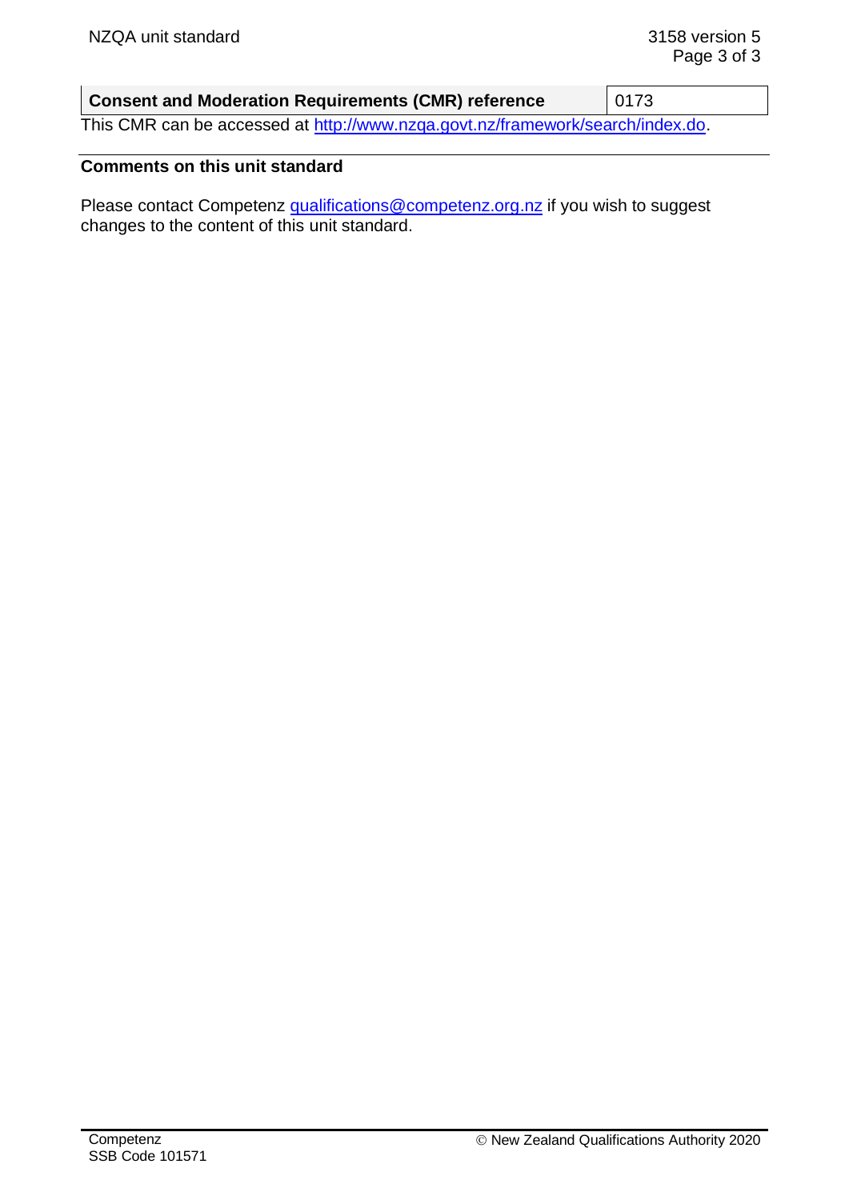| | |
|---|---|
| **Consent and Moderation Requirements (CMR) reference** | 0173 |

This CMR can be accessed at http://www.nzqa.govt.nz/framework/search/index.do.

**Comments on this unit standard**

Please contact Competenz qualifications@competenz.org.nz if you wish to suggest changes to the content of this unit standard.